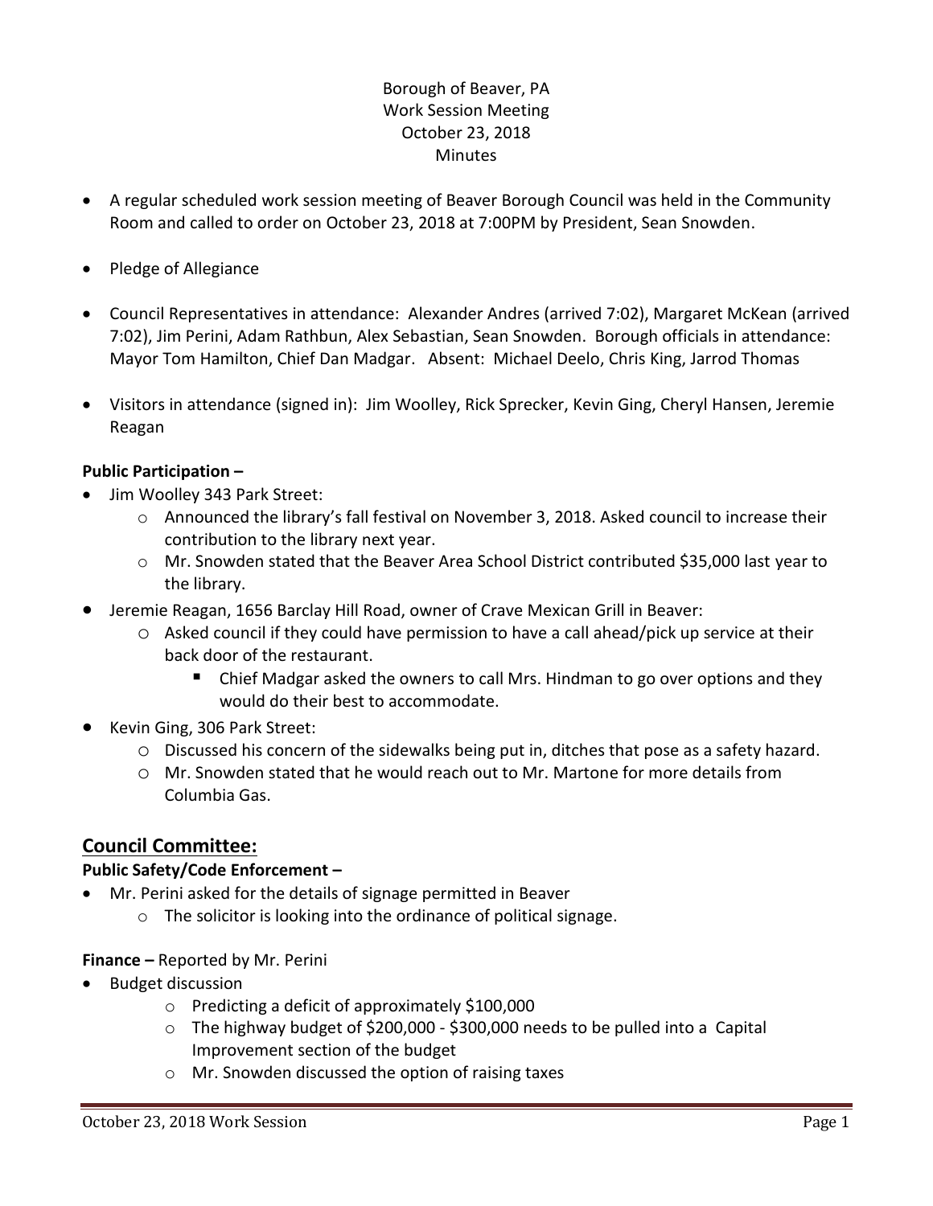Borough of Beaver, PA
Work Session Meeting
October 23, 2018
Minutes

- A regular scheduled work session meeting of Beaver Borough Council was held in the Community Room and called to order on October 23, 2018 at 7:00PM by President, Sean Snowden.
- Pledge of Allegiance
- Council Representatives in attendance: Alexander Andres (arrived 7:02), Margaret McKean (arrived 7:02), Jim Perini, Adam Rathbun, Alex Sebastian, Sean Snowden. Borough officials in attendance: Mayor Tom Hamilton, Chief Dan Madgar. Absent: Michael Deelo, Chris King, Jarrod Thomas
- Visitors in attendance (signed in): Jim Woolley, Rick Sprecker, Kevin Ging, Cheryl Hansen, Jeremie Reagan

**Public Participation –**

- Jim Woolley 343 Park Street:
  - Announced the library's fall festival on November 3, 2018. Asked council to increase their contribution to the library next year.
  - Mr. Snowden stated that the Beaver Area School District contributed $35,000 last year to the library.
- Jeremie Reagan, 1656 Barclay Hill Road, owner of Crave Mexican Grill in Beaver:
  - Asked council if they could have permission to have a call ahead/pick up service at their back door of the restaurant.
    - Chief Madgar asked the owners to call Mrs. Hindman to go over options and they would do their best to accommodate.
- Kevin Ging, 306 Park Street:
  - Discussed his concern of the sidewalks being put in, ditches that pose as a safety hazard.
  - Mr. Snowden stated that he would reach out to Mr. Martone for more details from Columbia Gas.

## Council Committee:

**Public Safety/Code Enforcement –**

- Mr. Perini asked for the details of signage permitted in Beaver
  - The solicitor is looking into the ordinance of political signage.

**Finance –** Reported by Mr. Perini

- Budget discussion
  - Predicting a deficit of approximately $100,000
  - The highway budget of $200,000 - $300,000 needs to be pulled into a Capital Improvement section of the budget
  - Mr. Snowden discussed the option of raising taxes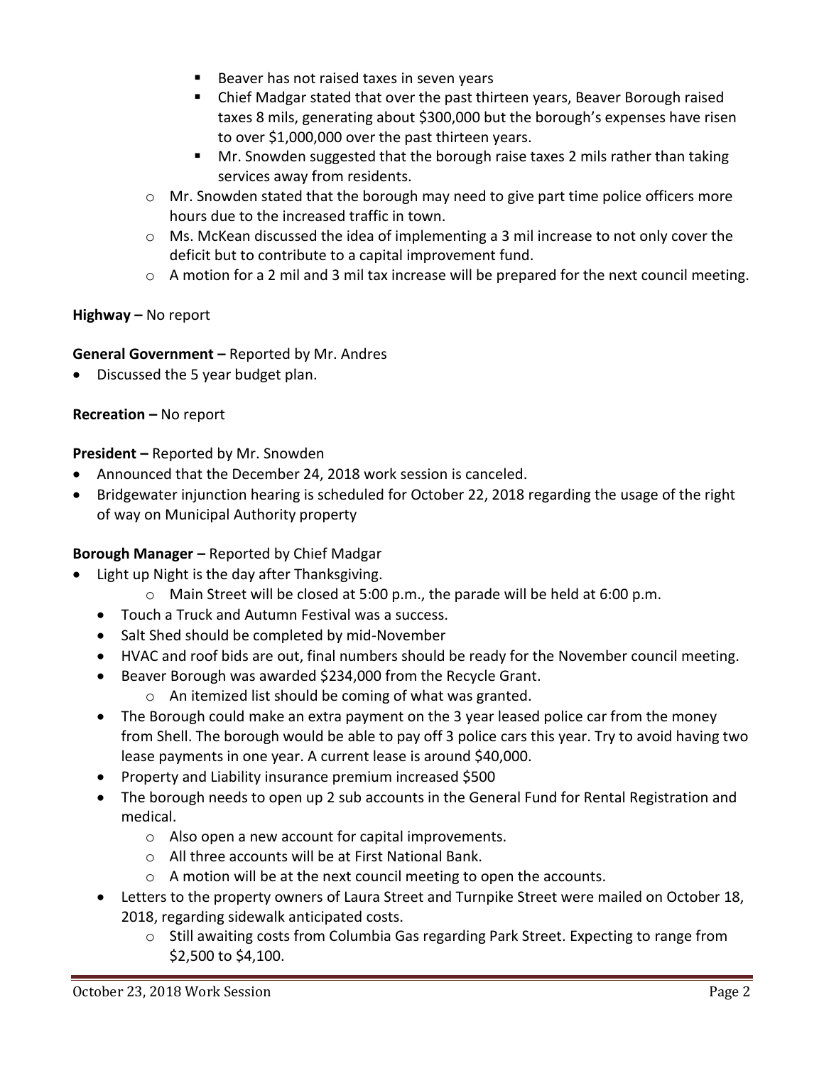- Beaver has not raised taxes in seven years
        - Chief Madgar stated that over the past thirteen years, Beaver Borough raised taxes 8 mils, generating about $300,000 but the borough's expenses have risen to over $1,000,000 over the past thirteen years.
        - Mr. Snowden suggested that the borough raise taxes 2 mils rather than taking services away from residents.
    - Mr. Snowden stated that the borough may need to give part time police officers more hours due to the increased traffic in town.
    - Ms. McKean discussed the idea of implementing a 3 mil increase to not only cover the deficit but to contribute to a capital improvement fund.
    - A motion for a 2 mil and 3 mil tax increase will be prepared for the next council meeting.

**Highway –** No report

**General Government –** Reported by Mr. Andres

- Discussed the 5 year budget plan.

**Recreation –** No report

**President –** Reported by Mr. Snowden

- Announced that the December 24, 2018 work session is canceled.
- Bridgewater injunction hearing is scheduled for October 22, 2018 regarding the usage of the right of way on Municipal Authority property

**Borough Manager –** Reported by Chief Madgar

- Light up Night is the day after Thanksgiving.
    - Main Street will be closed at 5:00 p.m., the parade will be held at 6:00 p.m.
- Touch a Truck and Autumn Festival was a success.
- Salt Shed should be completed by mid-November
- HVAC and roof bids are out, final numbers should be ready for the November council meeting.
- Beaver Borough was awarded $234,000 from the Recycle Grant.
    - An itemized list should be coming of what was granted.
- The Borough could make an extra payment on the 3 year leased police car from the money from Shell. The borough would be able to pay off 3 police cars this year. Try to avoid having two lease payments in one year. A current lease is around $40,000.
- Property and Liability insurance premium increased $500
- The borough needs to open up 2 sub accounts in the General Fund for Rental Registration and medical.
    - Also open a new account for capital improvements.
    - All three accounts will be at First National Bank.
    - A motion will be at the next council meeting to open the accounts.
- Letters to the property owners of Laura Street and Turnpike Street were mailed on October 18, 2018, regarding sidewalk anticipated costs.
    - Still awaiting costs from Columbia Gas regarding Park Street. Expecting to range from $2,500 to $4,100.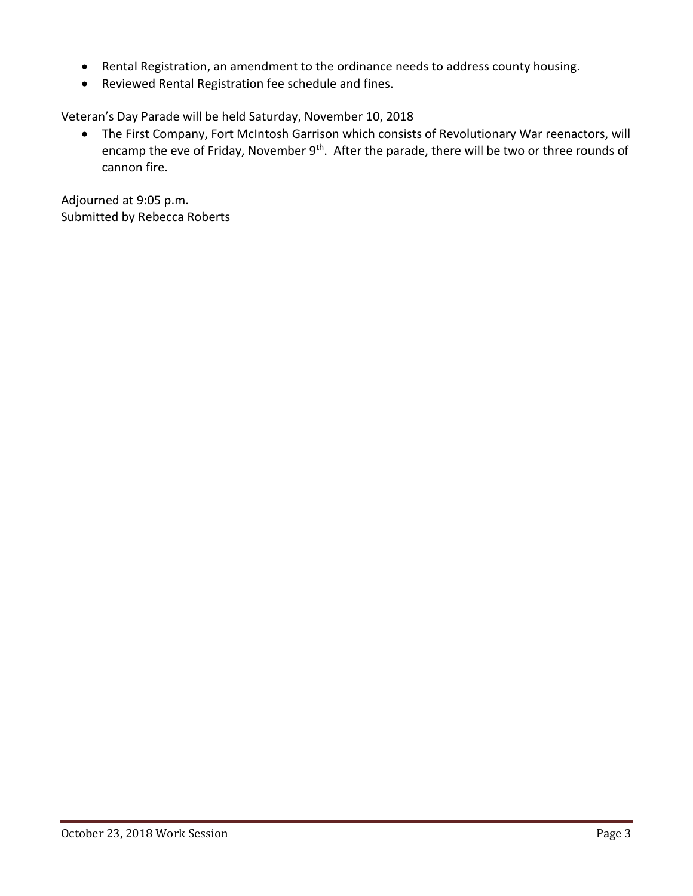- Rental Registration, an amendment to the ordinance needs to address county housing.
- Reviewed Rental Registration fee schedule and fines.

Veteran's Day Parade will be held Saturday, November 10, 2018

- The First Company, Fort McIntosh Garrison which consists of Revolutionary War reenactors, will encamp the eve of Friday, November 9th. After the parade, there will be two or three rounds of cannon fire.

Adjourned at 9:05 p.m.
Submitted by Rebecca Roberts